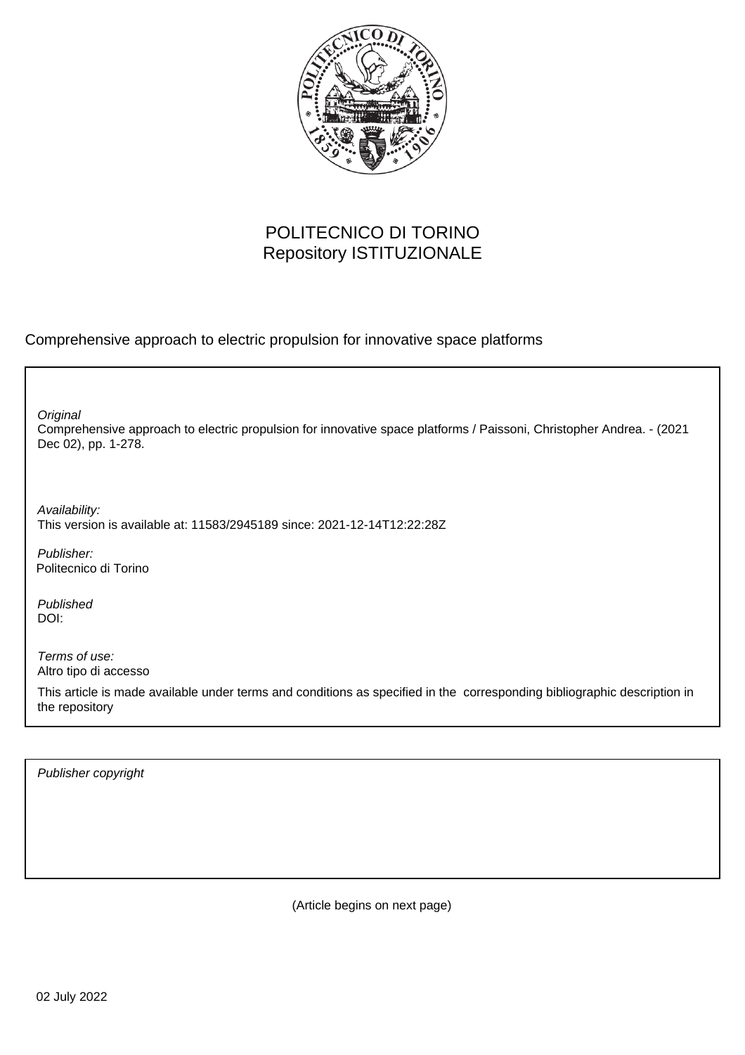POLITECNICO DI TORINO
Repository ISTITUZIONALE

Comprehensive approach to electric propulsion for innovative space platforms

*Original*
Comprehensive approach to electric propulsion for innovative space platforms / Paissoni, Christopher Andrea. - (2021 Dec 02), pp. 1-278.

*Availability:*
This version is available at: 11583/2945189 since: 2021-12-14T12:22:28Z

*Publisher:*
Politecnico di Torino

*Published*
DOI:

*Terms of use:*
Altro tipo di accesso

This article is made available under terms and conditions as specified in the corresponding bibliographic description in the repository

*Publisher copyright*

(Article begins on next page)

02 July 2022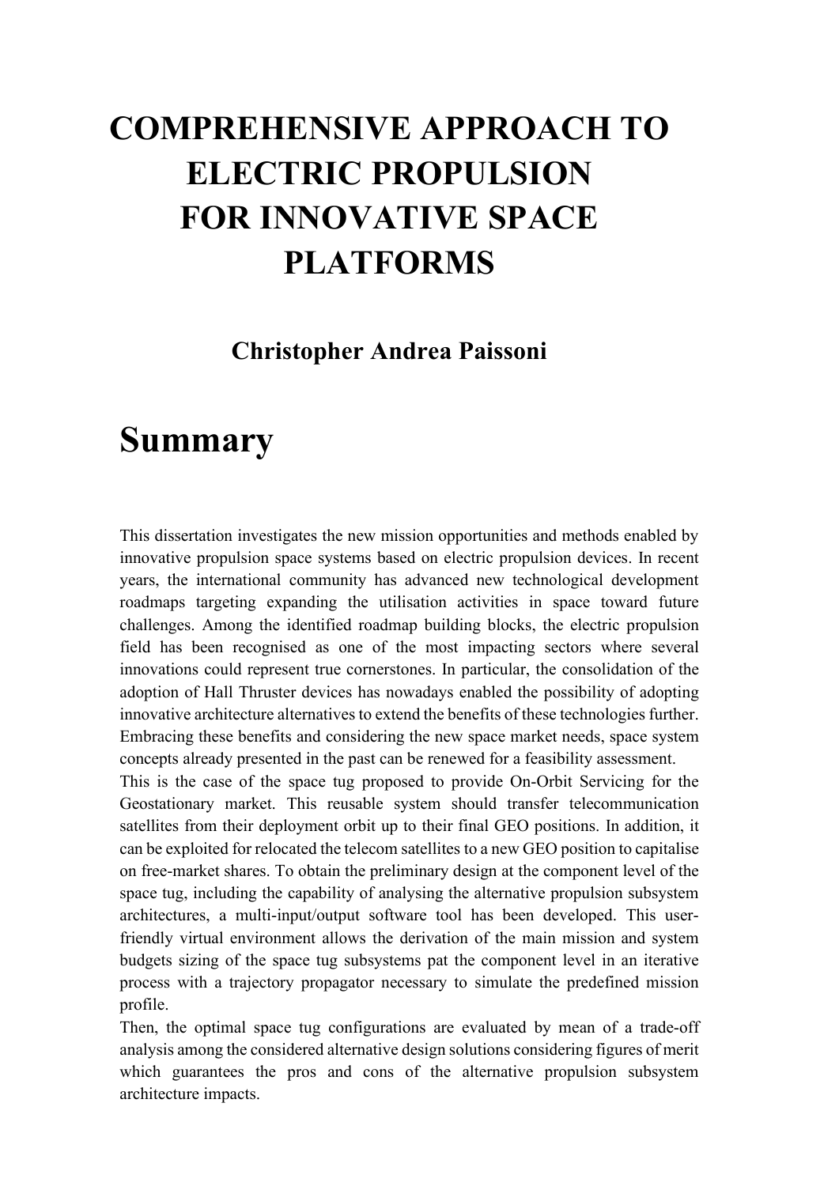# COMPREHENSIVE APPROACH TO ELECTRIC PROPULSION FOR INNOVATIVE SPACE PLATFORMS

**Christopher Andrea Paissoni**

# Summary

This dissertation investigates the new mission opportunities and methods enabled by innovative propulsion space systems based on electric propulsion devices. In recent years, the international community has advanced new technological development roadmaps targeting expanding the utilisation activities in space toward future challenges. Among the identified roadmap building blocks, the electric propulsion field has been recognised as one of the most impacting sectors where several innovations could represent true cornerstones. In particular, the consolidation of the adoption of Hall Thruster devices has nowadays enabled the possibility of adopting innovative architecture alternatives to extend the benefits of these technologies further. Embracing these benefits and considering the new space market needs, space system concepts already presented in the past can be renewed for a feasibility assessment.
This is the case of the space tug proposed to provide On-Orbit Servicing for the Geostationary market. This reusable system should transfer telecommunication satellites from their deployment orbit up to their final GEO positions. In addition, it can be exploited for relocated the telecom satellites to a new GEO position to capitalise on free-market shares. To obtain the preliminary design at the component level of the space tug, including the capability of analysing the alternative propulsion subsystem architectures, a multi-input/output software tool has been developed. This user-friendly virtual environment allows the derivation of the main mission and system budgets sizing of the space tug subsystems pat the component level in an iterative process with a trajectory propagator necessary to simulate the predefined mission profile.
Then, the optimal space tug configurations are evaluated by mean of a trade-off analysis among the considered alternative design solutions considering figures of merit which guarantees the pros and cons of the alternative propulsion subsystem architecture impacts.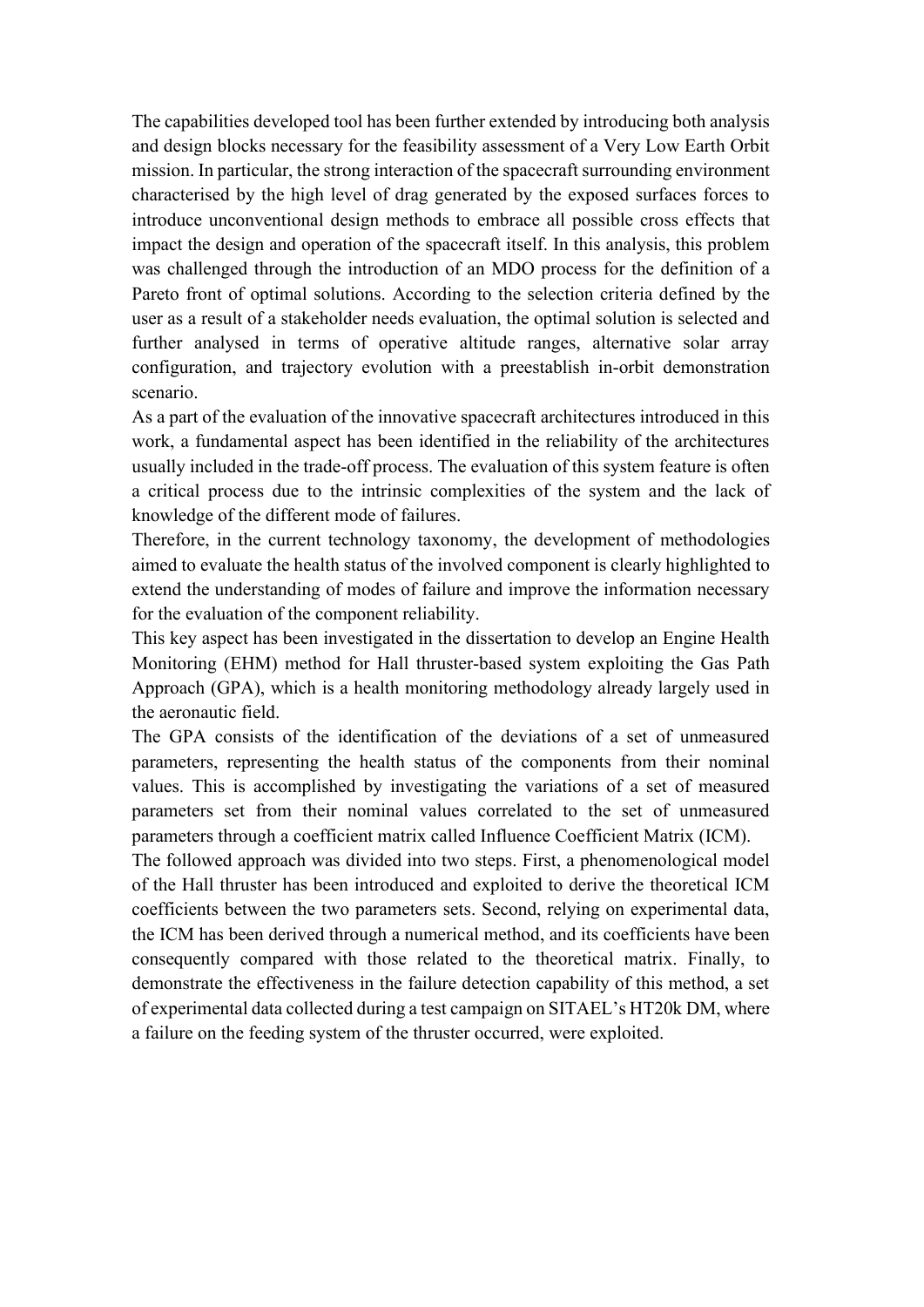The capabilities developed tool has been further extended by introducing both analysis and design blocks necessary for the feasibility assessment of a Very Low Earth Orbit mission. In particular, the strong interaction of the spacecraft surrounding environment characterised by the high level of drag generated by the exposed surfaces forces to introduce unconventional design methods to embrace all possible cross effects that impact the design and operation of the spacecraft itself. In this analysis, this problem was challenged through the introduction of an MDO process for the definition of a Pareto front of optimal solutions. According to the selection criteria defined by the user as a result of a stakeholder needs evaluation, the optimal solution is selected and further analysed in terms of operative altitude ranges, alternative solar array configuration, and trajectory evolution with a preestablish in-orbit demonstration scenario.

As a part of the evaluation of the innovative spacecraft architectures introduced in this work, a fundamental aspect has been identified in the reliability of the architectures usually included in the trade-off process. The evaluation of this system feature is often a critical process due to the intrinsic complexities of the system and the lack of knowledge of the different mode of failures.

Therefore, in the current technology taxonomy, the development of methodologies aimed to evaluate the health status of the involved component is clearly highlighted to extend the understanding of modes of failure and improve the information necessary for the evaluation of the component reliability.

This key aspect has been investigated in the dissertation to develop an Engine Health Monitoring (EHM) method for Hall thruster-based system exploiting the Gas Path Approach (GPA), which is a health monitoring methodology already largely used in the aeronautic field.

The GPA consists of the identification of the deviations of a set of unmeasured parameters, representing the health status of the components from their nominal values. This is accomplished by investigating the variations of a set of measured parameters set from their nominal values correlated to the set of unmeasured parameters through a coefficient matrix called Influence Coefficient Matrix (ICM).

The followed approach was divided into two steps. First, a phenomenological model of the Hall thruster has been introduced and exploited to derive the theoretical ICM coefficients between the two parameters sets. Second, relying on experimental data, the ICM has been derived through a numerical method, and its coefficients have been consequently compared with those related to the theoretical matrix. Finally, to demonstrate the effectiveness in the failure detection capability of this method, a set of experimental data collected during a test campaign on SITAEL's HT20k DM, where a failure on the feeding system of the thruster occurred, were exploited.